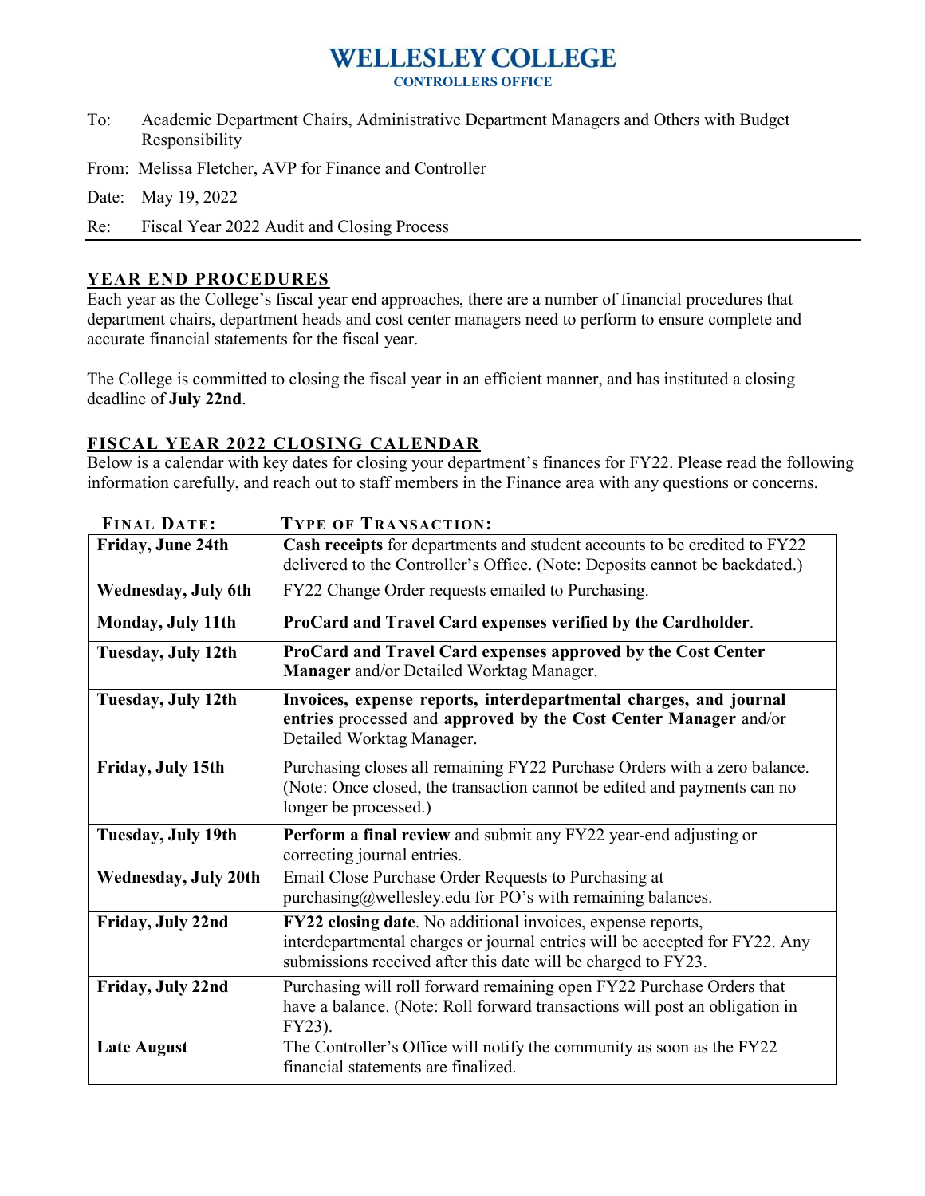# WELLESLEY COLLEGE

**CONTROLLERS OFFICE**

To: Academic Department Chairs, Administrative Department Managers and Others with Budget Responsibility

From: Melissa Fletcher, AVP for Finance and Controller

Date: May 19, 2022

Re: Fiscal Year 2022 Audit and Closing Process

## YEAR END PROCEDURES

Each year as the College's fiscal year end approaches, there are a number of financial procedures that department chairs, department heads and cost center managers need to perform to ensure complete and accurate financial statements for the fiscal year.

The College is committed to closing the fiscal year in an efficient manner, and has instituted a closing deadline of **July 22nd**.

## FISCAL YEAR 2022 CLOSING CALENDAR

Below is a calendar with key dates for closing your department's finances for FY22. Please read the following information carefully, and reach out to staff members in the Finance area with any questions or concerns.

| FINAL DATE: | TYPE OF TRANSACTION: |
| --- | --- |
| **Friday, June 24th** | **Cash receipts** for departments and student accounts to be credited to FY22 delivered to the Controller's Office. (Note: Deposits cannot be backdated.) |
| **Wednesday, July 6th** | FY22 Change Order requests emailed to Purchasing. |
| **Monday, July 11th** | **ProCard and Travel Card expenses verified by the Cardholder**. |
| **Tuesday, July 12th** | **ProCard and Travel Card expenses approved by the Cost Center Manager** and/or Detailed Worktag Manager. |
| **Tuesday, July 12th** | **Invoices, expense reports, interdepartmental charges, and journal entries** processed and **approved by the Cost Center Manager** and/or Detailed Worktag Manager. |
| **Friday, July 15th** | Purchasing closes all remaining FY22 Purchase Orders with a zero balance. (Note: Once closed, the transaction cannot be edited and payments can no longer be processed.) |
| **Tuesday, July 19th** | **Perform a final review** and submit any FY22 year-end adjusting or correcting journal entries. |
| **Wednesday, July 20th** | Email Close Purchase Order Requests to Purchasing at purchasing@wellesley.edu for PO's with remaining balances. |
| **Friday, July 22nd** | **FY22 closing date**. No additional invoices, expense reports, interdepartmental charges or journal entries will be accepted for FY22. Any submissions received after this date will be charged to FY23. |
| **Friday, July 22nd** | Purchasing will roll forward remaining open FY22 Purchase Orders that have a balance. (Note: Roll forward transactions will post an obligation in FY23). |
| **Late August** | The Controller's Office will notify the community as soon as the FY22 financial statements are finalized. |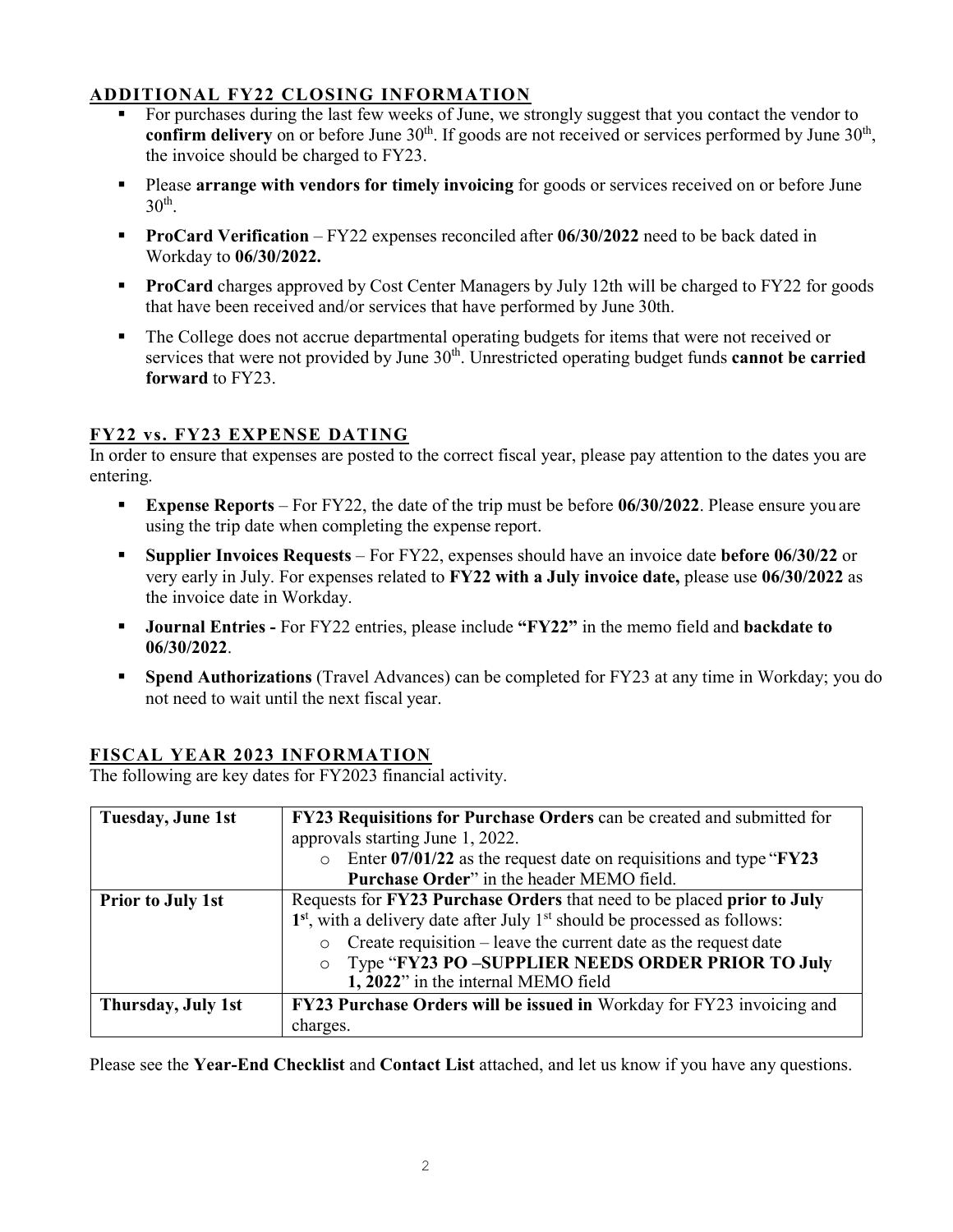## ADDITIONAL FY22 CLOSING INFORMATION

- For purchases during the last few weeks of June, we strongly suggest that you contact the vendor to **confirm delivery** on or before June 30th. If goods are not received or services performed by June 30th, the invoice should be charged to FY23.
- Please **arrange with vendors for timely invoicing** for goods or services received on or before June 30th.
- **ProCard Verification** – FY22 expenses reconciled after **06/30/2022** need to be back dated in Workday to **06/30/2022.**
- **ProCard** charges approved by Cost Center Managers by July 12th will be charged to FY22 for goods that have been received and/or services that have performed by June 30th.
- The College does not accrue departmental operating budgets for items that were not received or services that were not provided by June 30th. Unrestricted operating budget funds **cannot be carried forward** to FY23.

## FY22 vs. FY23 EXPENSE DATING

In order to ensure that expenses are posted to the correct fiscal year, please pay attention to the dates you are entering.

- **Expense Reports** – For FY22, the date of the trip must be before **06/30/2022**. Please ensure you are using the trip date when completing the expense report.
- **Supplier Invoices Requests** – For FY22, expenses should have an invoice date **before 06/30/22** or very early in July. For expenses related to **FY22 with a July invoice date,** please use **06/30/2022** as the invoice date in Workday.
- **Journal Entries -** For FY22 entries, please include **"FY22"** in the memo field and **backdate to 06/30/2022**.
- **Spend Authorizations** (Travel Advances) can be completed for FY23 at any time in Workday; you do not need to wait until the next fiscal year.

## FISCAL YEAR 2023 INFORMATION

The following are key dates for FY2023 financial activity.

| | |
|---|---|
| **Tuesday, June 1st** | **FY23 Requisitions for Purchase Orders** can be created and submitted for approvals starting June 1, 2022.<br>○ Enter **07/01/22** as the request date on requisitions and type "**FY23 Purchase Order**" in the header MEMO field. |
| **Prior to July 1st** | Requests for **FY23 Purchase Orders** that need to be placed **prior to July 1st**, with a delivery date after July 1st should be processed as follows:<br>○ Create requisition – leave the current date as the request date<br>○ Type "**FY23 PO –SUPPLIER NEEDS ORDER PRIOR TO July 1, 2022**" in the internal MEMO field |
| **Thursday, July 1st** | **FY23 Purchase Orders will be issued in** Workday for FY23 invoicing and charges. |

Please see the **Year-End Checklist** and **Contact List** attached, and let us know if you have any questions.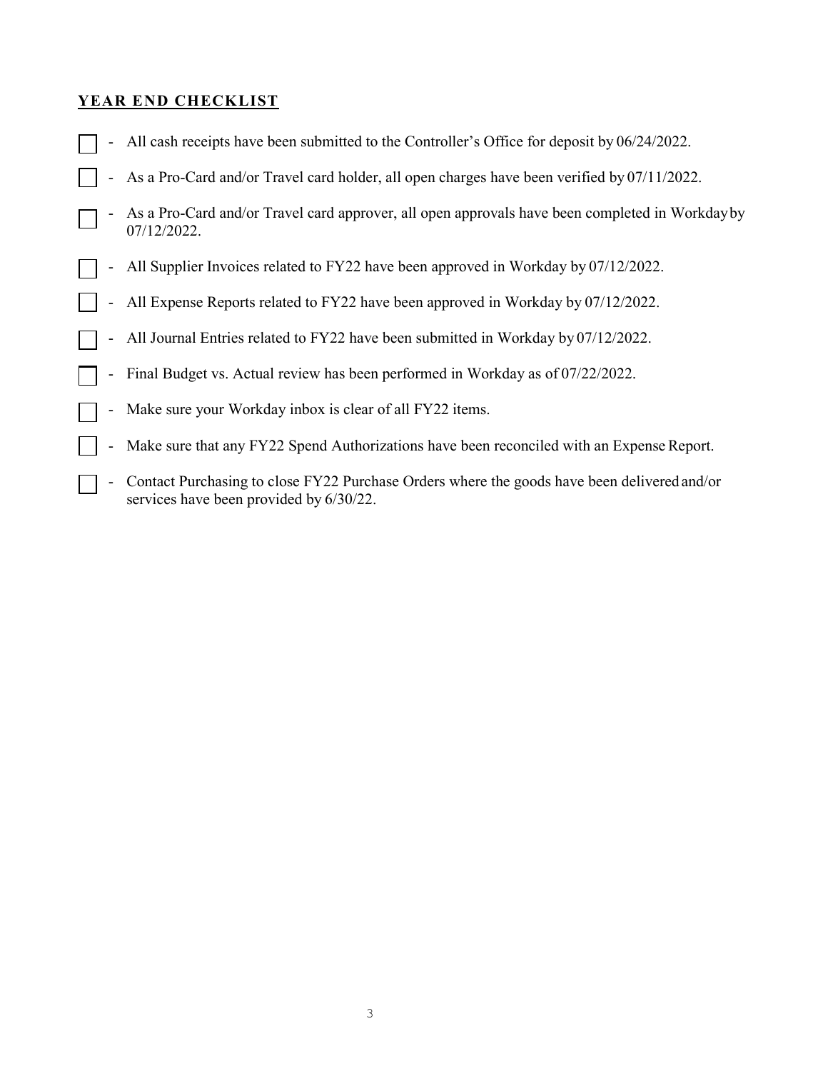## **YEAR END CHECKLIST**

- [ ] - All cash receipts have been submitted to the Controller's Office for deposit by 06/24/2022.
- [ ] - As a Pro-Card and/or Travel card holder, all open charges have been verified by 07/11/2022.
- [ ] - As a Pro-Card and/or Travel card approver, all open approvals have been completed in Workday by 07/12/2022.
- [ ] - All Supplier Invoices related to FY22 have been approved in Workday by 07/12/2022.
- [ ] - All Expense Reports related to FY22 have been approved in Workday by 07/12/2022.
- [ ] - All Journal Entries related to FY22 have been submitted in Workday by 07/12/2022.
- [ ] - Final Budget vs. Actual review has been performed in Workday as of 07/22/2022.
- [ ] - Make sure your Workday inbox is clear of all FY22 items.
- [ ] - Make sure that any FY22 Spend Authorizations have been reconciled with an Expense Report.
- [ ] - Contact Purchasing to close FY22 Purchase Orders where the goods have been delivered and/or services have been provided by 6/30/22.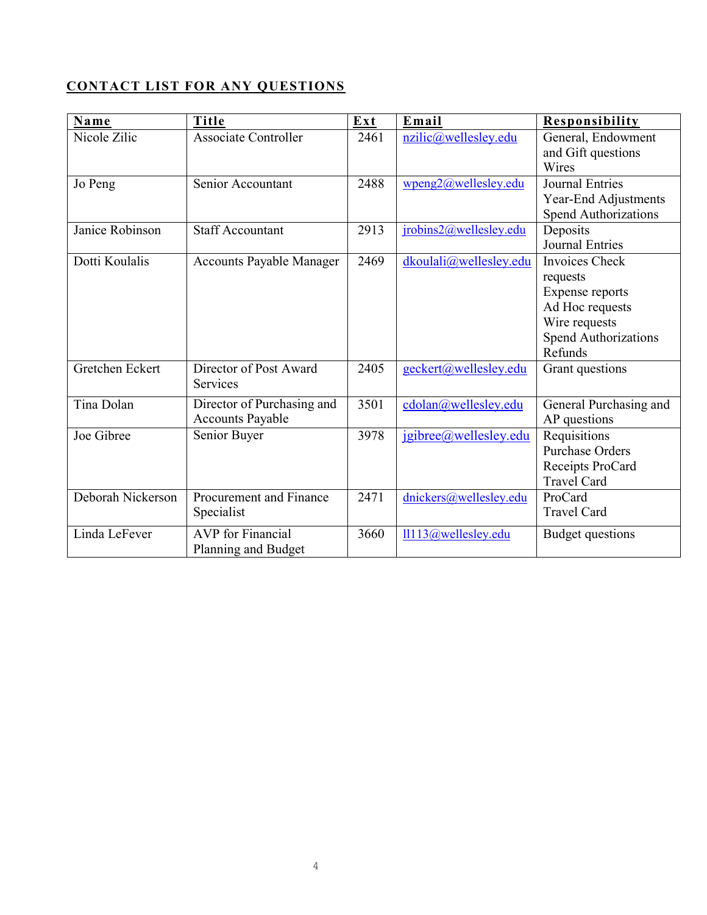## CONTACT LIST FOR ANY QUESTIONS

| Name | Title | Ext | Email | Responsibility |
|---|---|---|---|---|
| Nicole Zilic | Associate Controller | 2461 | nzilic@wellesley.edu | General, Endowment and Gift questions<br>Wires |
| Jo Peng | Senior Accountant | 2488 | wpeng2@wellesley.edu | Journal Entries<br>Year-End Adjustments<br>Spend Authorizations |
| Janice Robinson | Staff Accountant | 2913 | jrobins2@wellesley.edu | Deposits<br>Journal Entries |
| Dotti Koulalis | Accounts Payable Manager | 2469 | dkoulali@wellesley.edu | Invoices Check requests<br>Expense reports<br>Ad Hoc requests<br>Wire requests<br>Spend Authorizations<br>Refunds |
| Gretchen Eckert | Director of Post Award Services | 2405 | geckert@wellesley.edu | Grant questions |
| Tina Dolan | Director of Purchasing and Accounts Payable | 3501 | cdolan@wellesley.edu | General Purchasing and AP questions |
| Joe Gibree | Senior Buyer | 3978 | jgibree@wellesley.edu | Requisitions<br>Purchase Orders<br>Receipts ProCard<br>Travel Card |
| Deborah Nickerson | Procurement and Finance Specialist | 2471 | dnickers@wellesley.edu | ProCard<br>Travel Card |
| Linda LeFever | AVP for Financial Planning and Budget | 3660 | ll113@wellesley.edu | Budget questions |